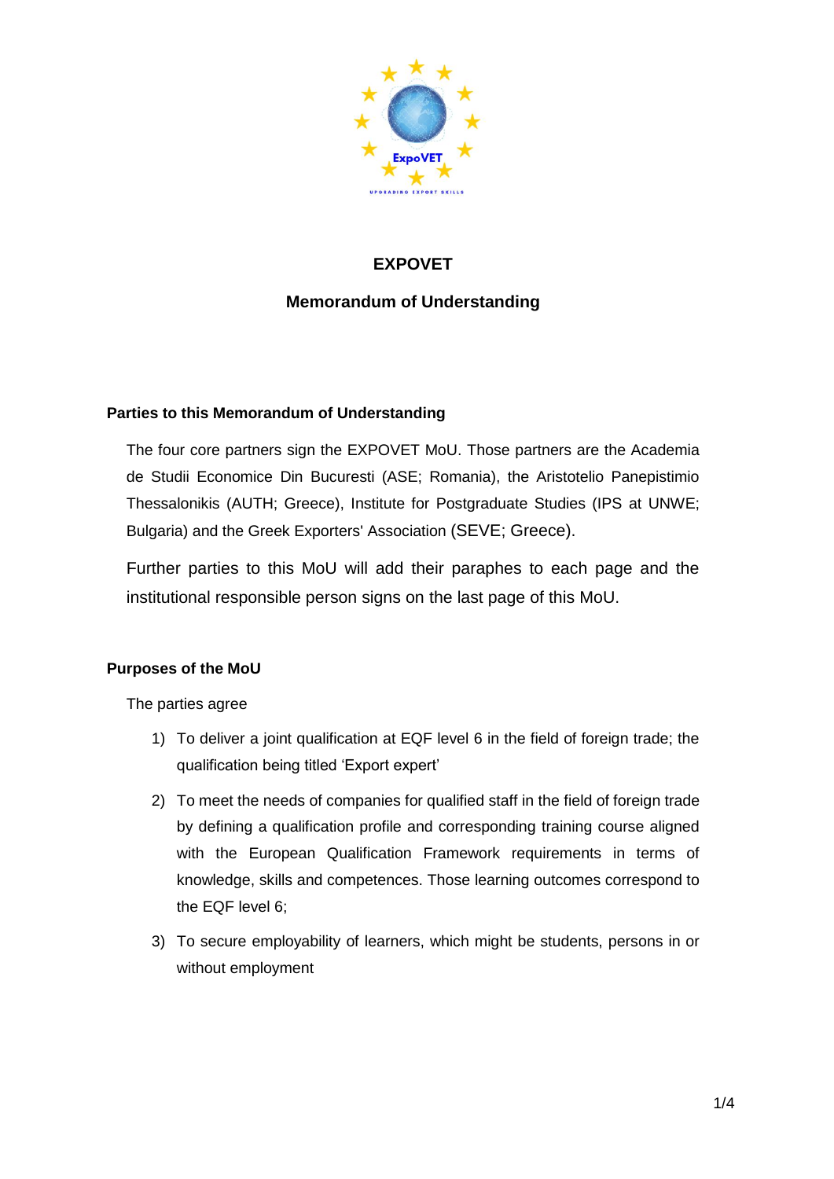# EXPOVET

## Memorandum of Understanding

### Parties to this Memorandum of Understanding

The four core partners sign the EXPOVET MoU. Those partners are the Academia de Studii Economice Din Bucuresti (ASE; Romania), the Aristotelio Panepistimio Thessalonikis (AUTH; Greece), Institute for Postgraduate Studies (IPS at UNWE; Bulgaria) and the Greek Exporters' Association (SEVE; Greece).

Further parties to this MoU will add their paraphes to each page and the institutional responsible person signs on the last page of this MoU.

### Purposes of the MoU

The parties agree

1) To deliver a joint qualification at EQF level 6 in the field of foreign trade; the qualification being titled 'Export expert'
2) To meet the needs of companies for qualified staff in the field of foreign trade by defining a qualification profile and corresponding training course aligned with the European Qualification Framework requirements in terms of knowledge, skills and competences. Those learning outcomes correspond to the EQF level 6;
3) To secure employability of learners, which might be students, persons in or without employment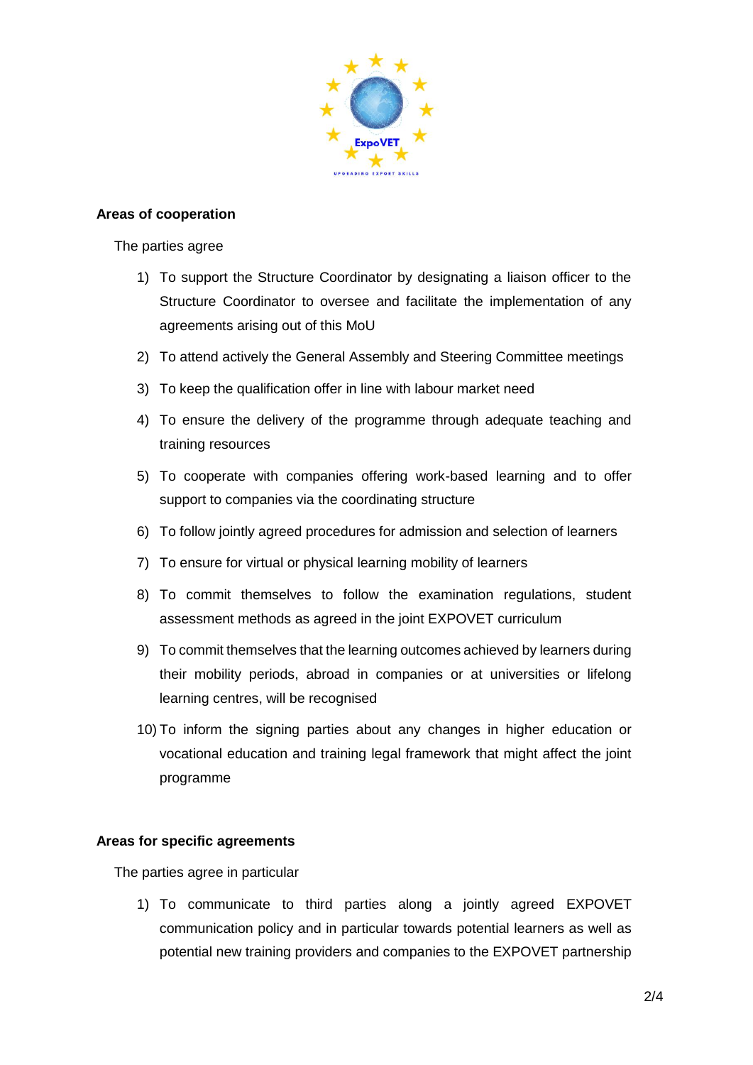**Areas of cooperation**

The parties agree

1) To support the Structure Coordinator by designating a liaison officer to the Structure Coordinator to oversee and facilitate the implementation of any agreements arising out of this MoU
2) To attend actively the General Assembly and Steering Committee meetings
3) To keep the qualification offer in line with labour market need
4) To ensure the delivery of the programme through adequate teaching and training resources
5) To cooperate with companies offering work-based learning and to offer support to companies via the coordinating structure
6) To follow jointly agreed procedures for admission and selection of learners
7) To ensure for virtual or physical learning mobility of learners
8) To commit themselves to follow the examination regulations, student assessment methods as agreed in the joint EXPOVET curriculum
9) To commit themselves that the learning outcomes achieved by learners during their mobility periods, abroad in companies or at universities or lifelong learning centres, will be recognised
10) To inform the signing parties about any changes in higher education or vocational education and training legal framework that might affect the joint programme

**Areas for specific agreements**

The parties agree in particular

1) To communicate to third parties along a jointly agreed EXPOVET communication policy and in particular towards potential learners as well as potential new training providers and companies to the EXPOVET partnership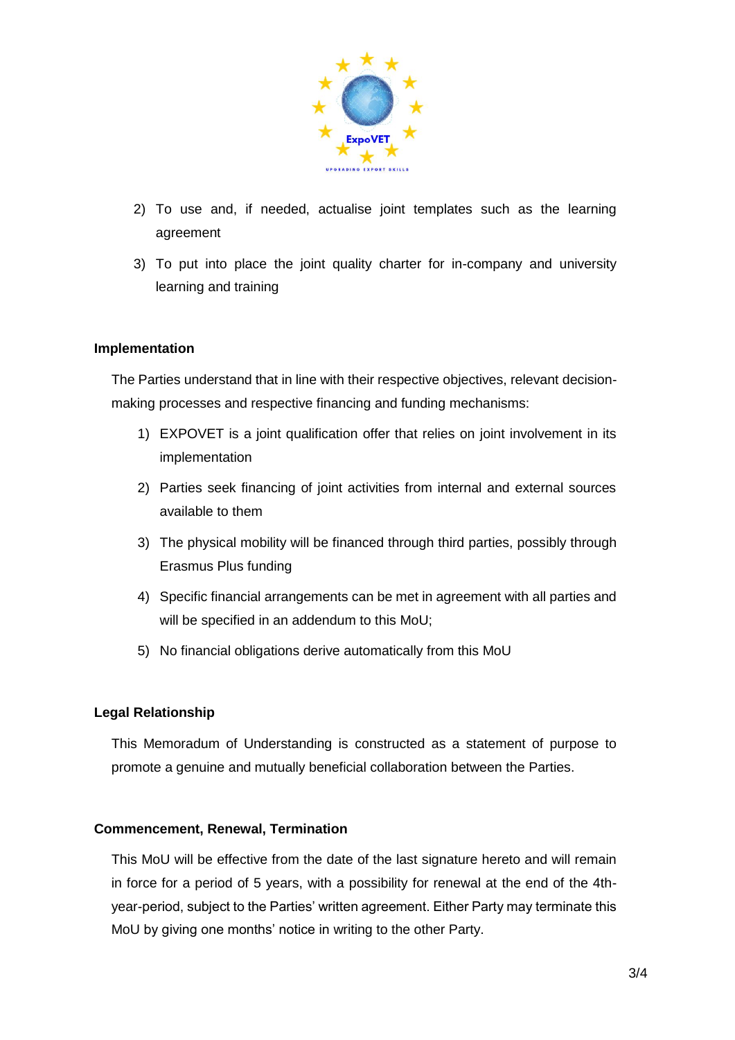2) To use and, if needed, actualise joint templates such as the learning agreement
3) To put into place the joint quality charter for in-company and university learning and training

**Implementation**

The Parties understand that in line with their respective objectives, relevant decision-making processes and respective financing and funding mechanisms:

1) EXPOVET is a joint qualification offer that relies on joint involvement in its implementation
2) Parties seek financing of joint activities from internal and external sources available to them
3) The physical mobility will be financed through third parties, possibly through Erasmus Plus funding
4) Specific financial arrangements can be met in agreement with all parties and will be specified in an addendum to this MoU;
5) No financial obligations derive automatically from this MoU

**Legal Relationship**

This Memoradum of Understanding is constructed as a statement of purpose to promote a genuine and mutually beneficial collaboration between the Parties.

**Commencement, Renewal, Termination**

This MoU will be effective from the date of the last signature hereto and will remain in force for a period of 5 years, with a possibility for renewal at the end of the 4th-year-period, subject to the Parties' written agreement. Either Party may terminate this MoU by giving one months' notice in writing to the other Party.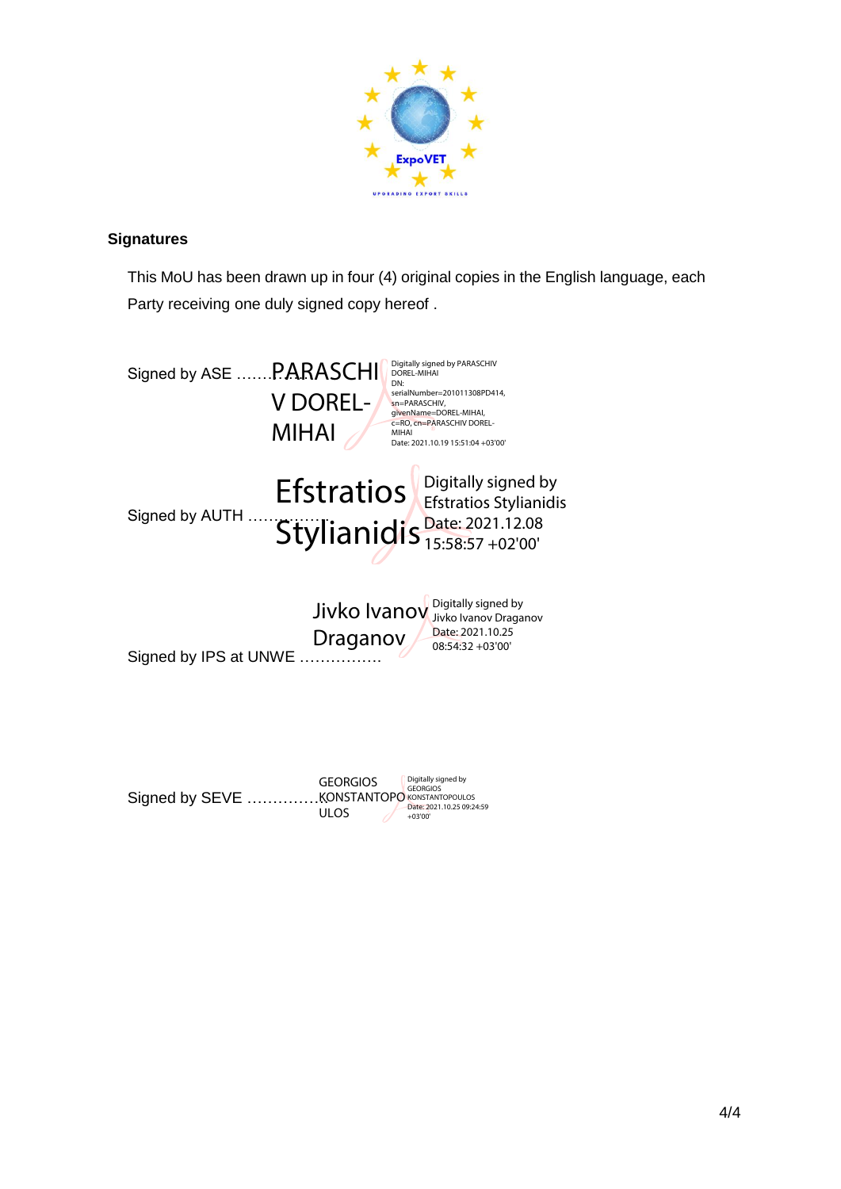ExpoVET

UPGRADING EXPORT SKILLS

## Signatures

This MoU has been drawn up in four (4) original copies in the English language, each Party receiving one duly signed copy hereof .

Signed by ASE ……PARASCHIV DOREL-MIHAI

Digitally signed by PARASCHIV DOREL-MIHAI
DN: serialNumber=201011308PD414, sn=PARASCHIV, givenName=DOREL-MIHAI, c=RO, cn=PARASCHIV DOREL-MIHAI
Date: 2021.10.19 15:51:04 +03'00'

Signed by AUTH ……………. Efstratios Stylianidis

Digitally signed by Efstratios Stylianidis
Date: 2021.12.08 15:58:57 +02'00'

Signed by IPS at UNWE ……………. Jivko Ivanov Draganov

Digitally signed by Jivko Ivanov Draganov
Date: 2021.10.25 08:54:32 +03'00'

Signed by SEVE …………… GEORGIOS KONSTANTOPOULOS

Digitally signed by GEORGIOS KONSTANTOPOULOS
Date: 2021.10.25 09:24:59 +03'00'